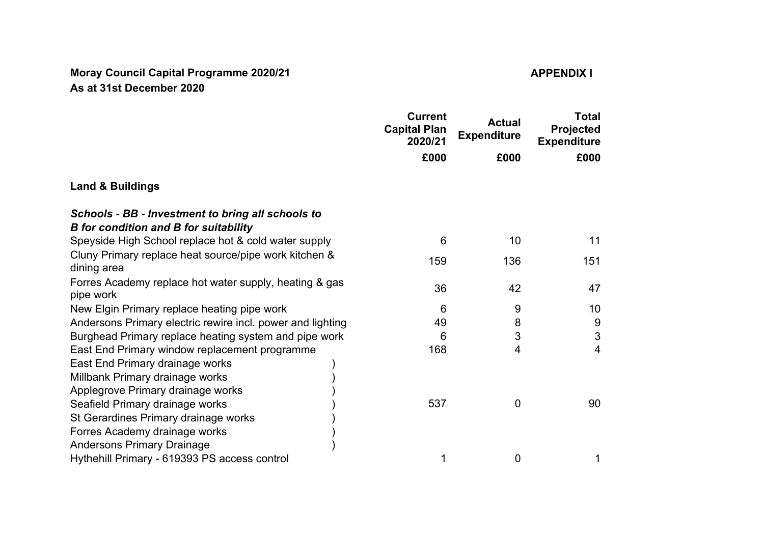**Moray Council Capital Programme 2020/21**
**As at 31st December 2020**

**APPENDIX I**

| | Current Capital Plan 2020/21 | Actual Expenditure | Total Projected Expenditure |
|---|---|---|---|
| | £000 | £000 | £000 |
| **Land & Buildings** | | | |
| ***Schools - BB - Investment to bring all schools to B for condition and B for suitability*** | | | |
| Speyside High School replace hot & cold water supply | 6 | 10 | 11 |
| Cluny Primary replace heat source/pipe work kitchen & dining area | 159 | 136 | 151 |
| Forres Academy replace hot water supply, heating & gas pipe work | 36 | 42 | 47 |
| New Elgin Primary replace heating pipe work | 6 | 9 | 10 |
| Andersons Primary electric rewire incl. power and lighting | 49 | 8 | 9 |
| Burghead Primary replace heating system and pipe work | 6 | 3 | 3 |
| East End Primary window replacement programme | 168 | 4 | 4 |
| East End Primary drainage works ) <br> Millbank Primary drainage works ) <br> Applegrove Primary drainage works ) <br> Seafield Primary drainage works ) <br> St Gerardines Primary drainage works ) <br> Forres Academy drainage works ) <br> Andersons Primary Drainage ) | 537 | 0 | 90 |
| Hythehill Primary - 619393 PS access control | 1 | 0 | 1 |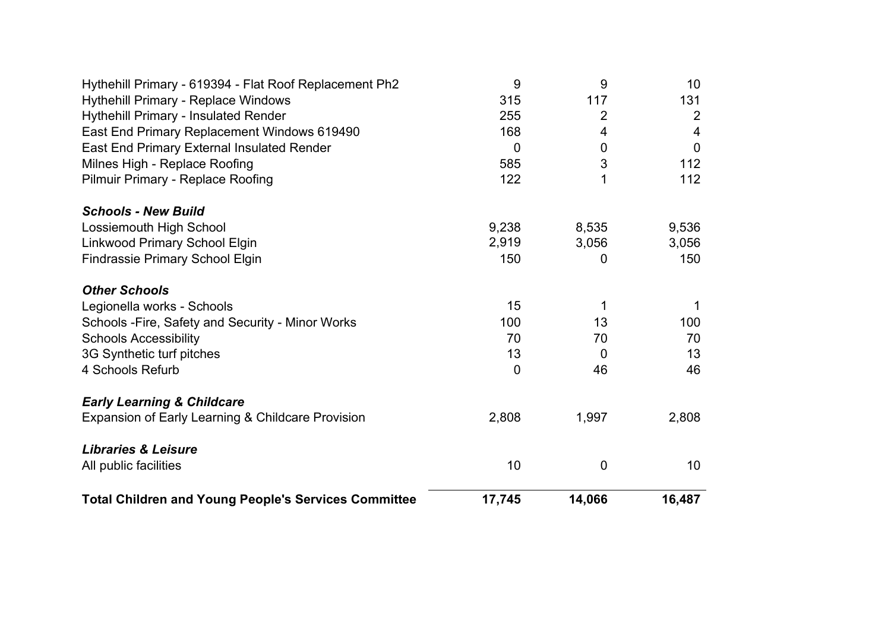| | | | |
|---|---|---|---|
| Hythehill Primary - 619394 - Flat Roof Replacement Ph2 | 9 | 9 | 10 |
| Hythehill Primary - Replace Windows | 315 | 117 | 131 |
| Hythehill Primary - Insulated Render | 255 | 2 | 2 |
| East End Primary Replacement Windows 619490 | 168 | 4 | 4 |
| East End Primary External Insulated Render | 0 | 0 | 0 |
| Milnes High - Replace Roofing | 585 | 3 | 112 |
| Pilmuir Primary - Replace Roofing | 122 | 1 | 112 |
| ***Schools - New Build*** | | | |
| Lossiemouth High School | 9,238 | 8,535 | 9,536 |
| Linkwood Primary School Elgin | 2,919 | 3,056 | 3,056 |
| Findrassie Primary School Elgin | 150 | 0 | 150 |
| ***Other Schools*** | | | |
| Legionella works - Schools | 15 | 1 | 1 |
| Schools -Fire, Safety and Security - Minor Works | 100 | 13 | 100 |
| Schools Accessibility | 70 | 70 | 70 |
| 3G Synthetic turf pitches | 13 | 0 | 13 |
| 4 Schools Refurb | 0 | 46 | 46 |
| ***Early Learning & Childcare*** | | | |
| Expansion of Early Learning & Childcare Provision | 2,808 | 1,997 | 2,808 |
| ***Libraries & Leisure*** | | | |
| All public facilities | 10 | 0 | 10 |
| **Total Children and Young People's Services Committee** | **17,745** | **14,066** | **16,487** |